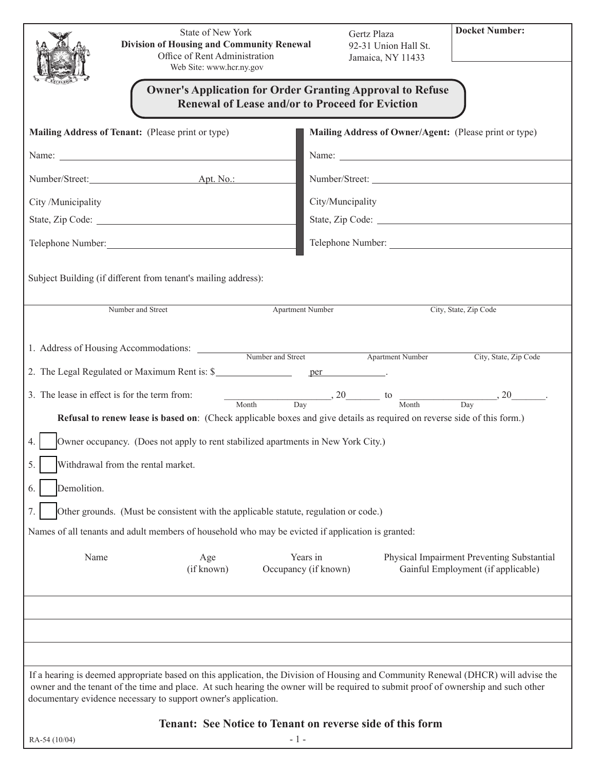State of New York
**Division of Housing and Community Renewal**
Office of Rent Administration
Web Site: www.hcr.ny.gov

Gertz Plaza
92-31 Union Hall St.
Jamaica, NY 11433

**Docket Number:**

# Owner's Application for Order Granting Approval to Refuse Renewal of Lease and/or to Proceed for Eviction

**Mailing Address of Tenant:** (Please print or type)

Name: ______________________________

Number/Street: ______________ Apt. No.: ________

City /Municipality

State, Zip Code: ______________________________

Telephone Number: ______________________________

**Mailing Address of Owner/Agent:** (Please print or type)

Name: ______________________________

Number/Street: ______________________________

City/Muncipality

State, Zip Code: ______________________________

Telephone Number: ______________________________

Subject Building (if different from tenant's mailing address):

| Number and Street | Apartment Number | City, State, Zip Code |
|---|---|---|
| | | |

1. Address of Housing Accommodations: ______________________________
   Number and Street   Apartment Number   City, State, Zip Code

2. The Legal Regulated or Maximum Rent is: $______________ per______________.

3. The lease in effect is for the term from: ______________, 20______ to ______________, 20______.
   Month Day   Month Day

**Refusal to renew lease is based on**: (Check applicable boxes and give details as required on reverse side of this form.)

4. ☐ Owner occupancy. (Does not apply to rent stabilized apartments in New York City.)

5. ☐ Withdrawal from the rental market.

6. ☐ Demolition.

7. ☐ Other grounds. (Must be consistent with the applicable statute, regulation or code.)

Names of all tenants and adult members of household who may be evicted if application is granted:

| Name | Age (if known) | Years in Occupancy (if known) | Physical Impairment Preventing Substantial Gainful Employment (if applicable) |
|---|---|---|---|
| | | | |
| | | | |
| | | | |

If a hearing is deemed appropriate based on this application, the Division of Housing and Community Renewal (DHCR) will advise the owner and the tenant of the time and place. At such hearing the owner will be required to submit proof of ownership and such other documentary evidence necessary to support owner's application.

**Tenant: See Notice to Tenant on reverse side of this form**

RA-54 (10/04)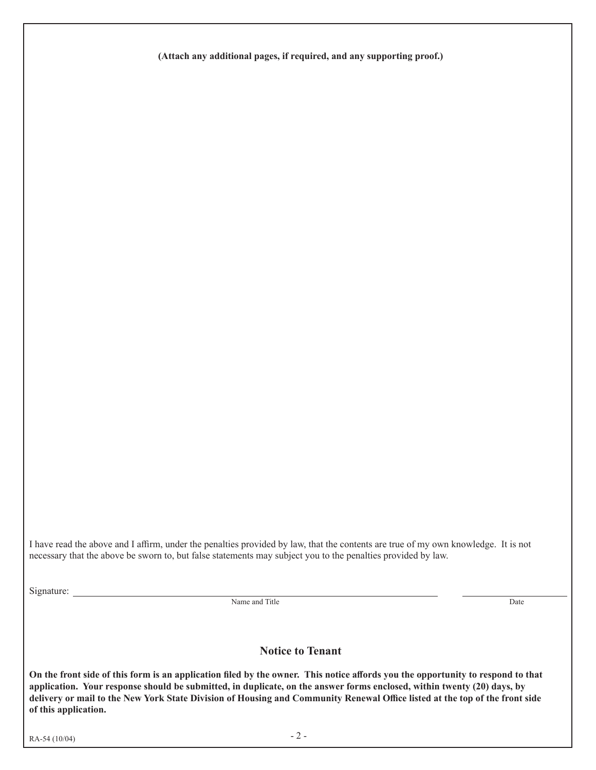**(Attach any additional pages, if required, and any supporting proof.)**

I have read the above and I affirm, under the penalties provided by law, that the contents are true of my own knowledge. It is not necessary that the above be sworn to, but false statements may subject you to the penalties provided by law.

Signature: ______________________________________________ ____________________

Name and Title Date

## Notice to Tenant

**On the front side of this form is an application filed by the owner. This notice affords you the opportunity to respond to that application. Your response should be submitted, in duplicate, on the answer forms enclosed, within twenty (20) days, by delivery or mail to the New York State Division of Housing and Community Renewal Office listed at the top of the front side of this application.**

RA-54 (10/04)